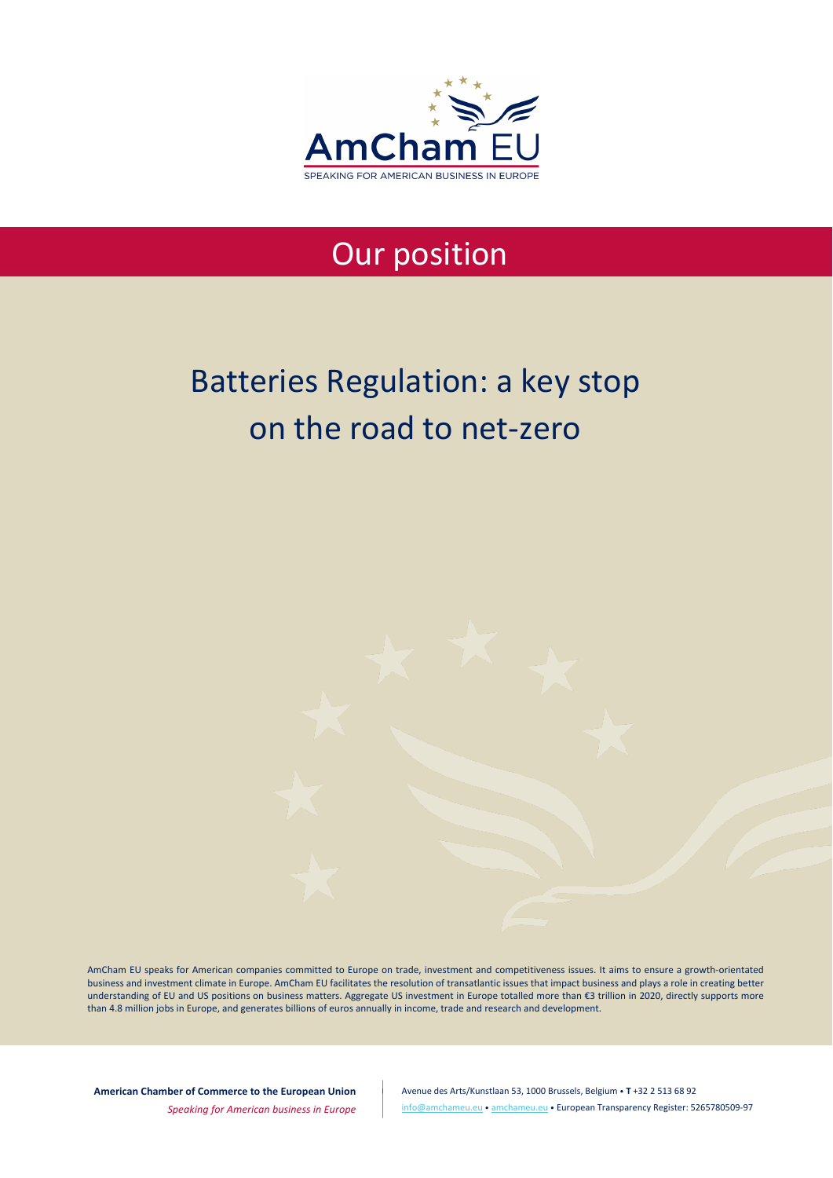AmCham EU

SPEAKING FOR AMERICAN BUSINESS IN EUROPE

# Our position

# Batteries Regulation: a key stop on the road to net-zero

AmCham EU speaks for American companies committed to Europe on trade, investment and competitiveness issues. It aims to ensure a growth-orientated business and investment climate in Europe. AmCham EU facilitates the resolution of transatlantic issues that impact business and plays a role in creating better understanding of EU and US positions on business matters. Aggregate US investment in Europe totalled more than €3 trillion in 2020, directly supports more than 4.8 million jobs in Europe, and generates billions of euros annually in income, trade and research and development.

**American Chamber of Commerce to the European Union**

*Speaking for American business in Europe*

Avenue des Arts/Kunstlaan 53, 1000 Brussels, Belgium • **T** +32 2 513 68 92

info@amchameu.eu • amchameu.eu • European Transparency Register: 5265780509-97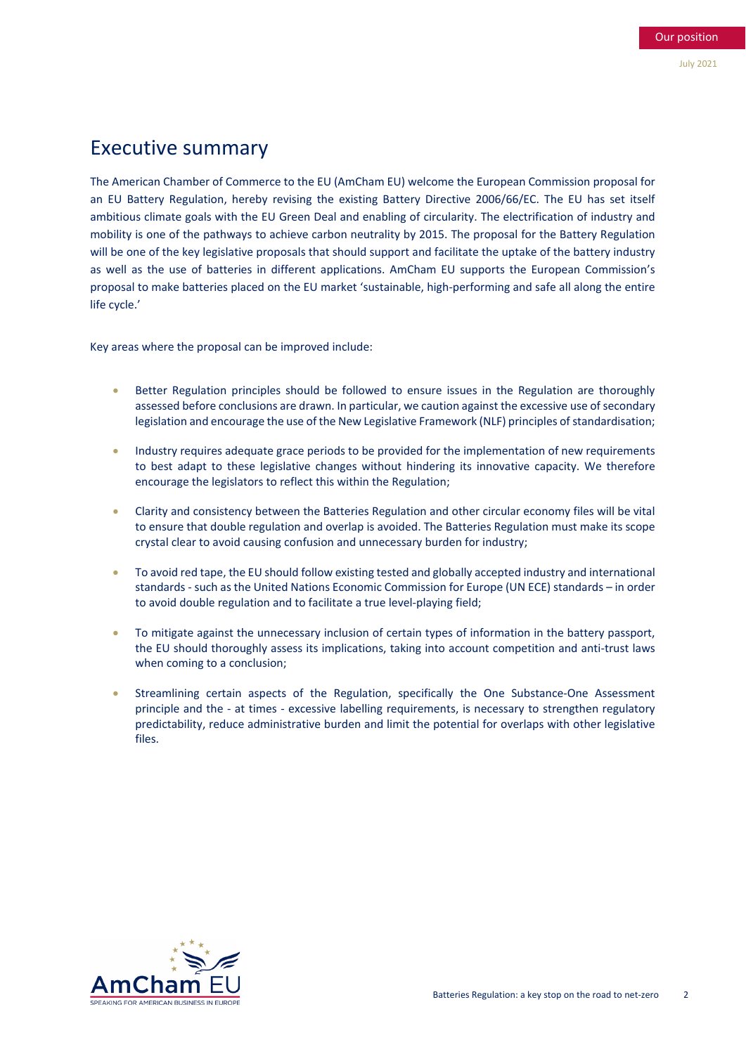# Executive summary

The American Chamber of Commerce to the EU (AmCham EU) welcome the European Commission proposal for an EU Battery Regulation, hereby revising the existing Battery Directive 2006/66/EC. The EU has set itself ambitious climate goals with the EU Green Deal and enabling of circularity. The electrification of industry and mobility is one of the pathways to achieve carbon neutrality by 2015. The proposal for the Battery Regulation will be one of the key legislative proposals that should support and facilitate the uptake of the battery industry as well as the use of batteries in different applications. AmCham EU supports the European Commission's proposal to make batteries placed on the EU market 'sustainable, high-performing and safe all along the entire life cycle.'

Key areas where the proposal can be improved include:

- Better Regulation principles should be followed to ensure issues in the Regulation are thoroughly assessed before conclusions are drawn. In particular, we caution against the excessive use of secondary legislation and encourage the use of the New Legislative Framework (NLF) principles of standardisation;
- Industry requires adequate grace periods to be provided for the implementation of new requirements to best adapt to these legislative changes without hindering its innovative capacity. We therefore encourage the legislators to reflect this within the Regulation;
- Clarity and consistency between the Batteries Regulation and other circular economy files will be vital to ensure that double regulation and overlap is avoided. The Batteries Regulation must make its scope crystal clear to avoid causing confusion and unnecessary burden for industry;
- To avoid red tape, the EU should follow existing tested and globally accepted industry and international standards - such as the United Nations Economic Commission for Europe (UN ECE) standards – in order to avoid double regulation and to facilitate a true level-playing field;
- To mitigate against the unnecessary inclusion of certain types of information in the battery passport, the EU should thoroughly assess its implications, taking into account competition and anti-trust laws when coming to a conclusion;
- Streamlining certain aspects of the Regulation, specifically the One Substance-One Assessment principle and the - at times - excessive labelling requirements, is necessary to strengthen regulatory predictability, reduce administrative burden and limit the potential for overlaps with other legislative files.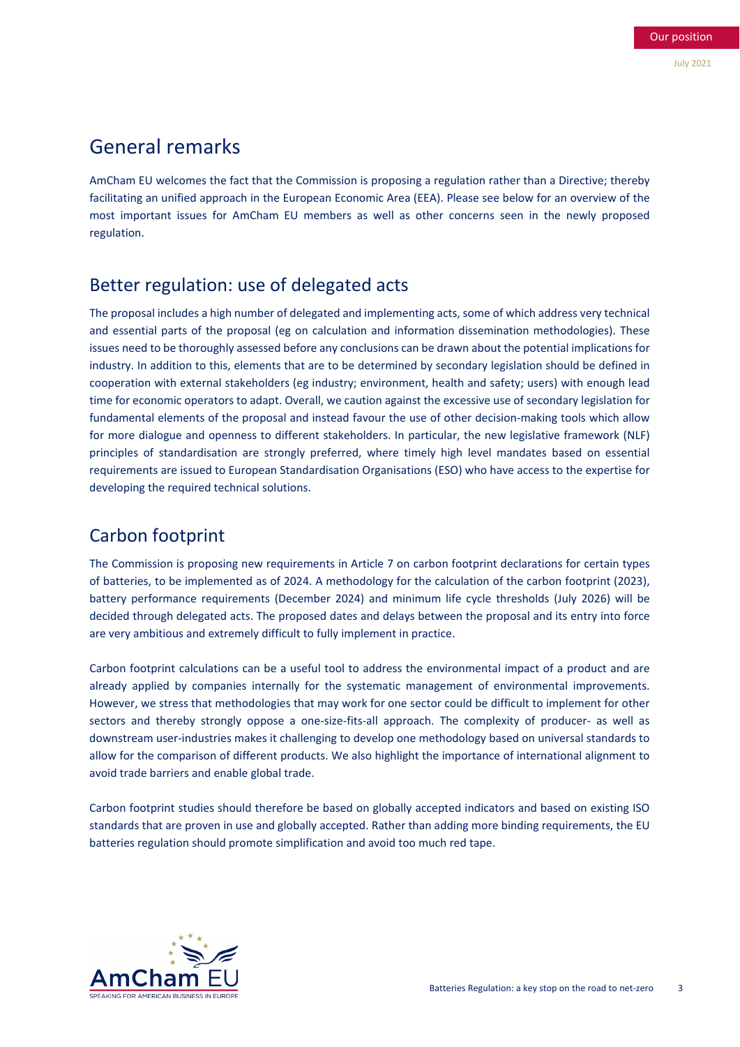## General remarks

AmCham EU welcomes the fact that the Commission is proposing a regulation rather than a Directive; thereby facilitating an unified approach in the European Economic Area (EEA). Please see below for an overview of the most important issues for AmCham EU members as well as other concerns seen in the newly proposed regulation.

## Better regulation: use of delegated acts

The proposal includes a high number of delegated and implementing acts, some of which address very technical and essential parts of the proposal (eg on calculation and information dissemination methodologies). These issues need to be thoroughly assessed before any conclusions can be drawn about the potential implications for industry. In addition to this, elements that are to be determined by secondary legislation should be defined in cooperation with external stakeholders (eg industry; environment, health and safety; users) with enough lead time for economic operators to adapt. Overall, we caution against the excessive use of secondary legislation for fundamental elements of the proposal and instead favour the use of other decision-making tools which allow for more dialogue and openness to different stakeholders. In particular, the new legislative framework (NLF) principles of standardisation are strongly preferred, where timely high level mandates based on essential requirements are issued to European Standardisation Organisations (ESO) who have access to the expertise for developing the required technical solutions.

## Carbon footprint

The Commission is proposing new requirements in Article 7 on carbon footprint declarations for certain types of batteries, to be implemented as of 2024. A methodology for the calculation of the carbon footprint (2023), battery performance requirements (December 2024) and minimum life cycle thresholds (July 2026) will be decided through delegated acts. The proposed dates and delays between the proposal and its entry into force are very ambitious and extremely difficult to fully implement in practice.

Carbon footprint calculations can be a useful tool to address the environmental impact of a product and are already applied by companies internally for the systematic management of environmental improvements. However, we stress that methodologies that may work for one sector could be difficult to implement for other sectors and thereby strongly oppose a one-size-fits-all approach. The complexity of producer- as well as downstream user-industries makes it challenging to develop one methodology based on universal standards to allow for the comparison of different products. We also highlight the importance of international alignment to avoid trade barriers and enable global trade.

Carbon footprint studies should therefore be based on globally accepted indicators and based on existing ISO standards that are proven in use and globally accepted. Rather than adding more binding requirements, the EU batteries regulation should promote simplification and avoid too much red tape.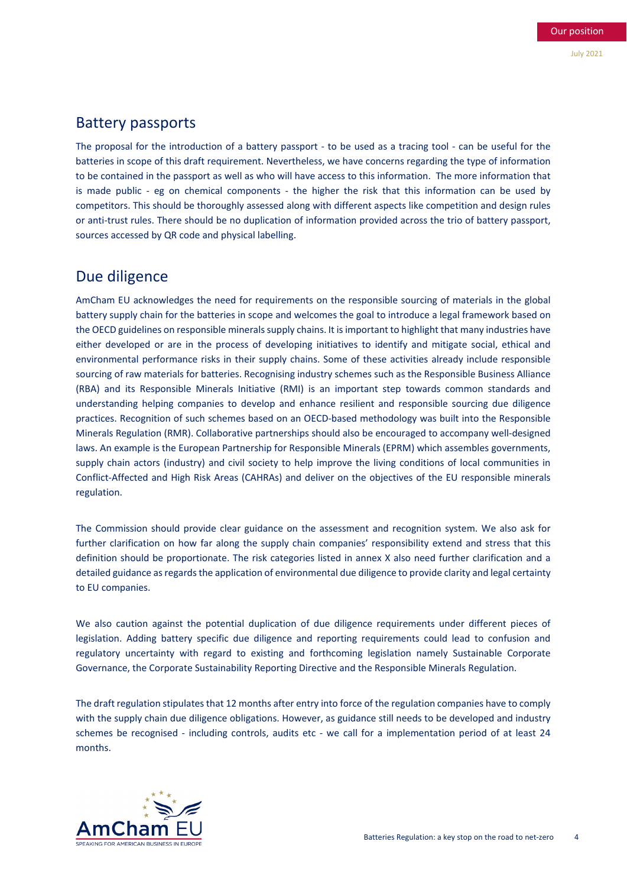## Battery passports

The proposal for the introduction of a battery passport - to be used as a tracing tool - can be useful for the batteries in scope of this draft requirement. Nevertheless, we have concerns regarding the type of information to be contained in the passport as well as who will have access to this information. The more information that is made public - eg on chemical components - the higher the risk that this information can be used by competitors. This should be thoroughly assessed along with different aspects like competition and design rules or anti-trust rules. There should be no duplication of information provided across the trio of battery passport, sources accessed by QR code and physical labelling.

## Due diligence

AmCham EU acknowledges the need for requirements on the responsible sourcing of materials in the global battery supply chain for the batteries in scope and welcomes the goal to introduce a legal framework based on the OECD guidelines on responsible minerals supply chains. It is important to highlight that many industries have either developed or are in the process of developing initiatives to identify and mitigate social, ethical and environmental performance risks in their supply chains. Some of these activities already include responsible sourcing of raw materials for batteries. Recognising industry schemes such as the Responsible Business Alliance (RBA) and its Responsible Minerals Initiative (RMI) is an important step towards common standards and understanding helping companies to develop and enhance resilient and responsible sourcing due diligence practices. Recognition of such schemes based on an OECD-based methodology was built into the Responsible Minerals Regulation (RMR). Collaborative partnerships should also be encouraged to accompany well-designed laws. An example is the European Partnership for Responsible Minerals (EPRM) which assembles governments, supply chain actors (industry) and civil society to help improve the living conditions of local communities in Conflict-Affected and High Risk Areas (CAHRAs) and deliver on the objectives of the EU responsible minerals regulation.

The Commission should provide clear guidance on the assessment and recognition system. We also ask for further clarification on how far along the supply chain companies' responsibility extend and stress that this definition should be proportionate. The risk categories listed in annex X also need further clarification and a detailed guidance as regards the application of environmental due diligence to provide clarity and legal certainty to EU companies.

We also caution against the potential duplication of due diligence requirements under different pieces of legislation. Adding battery specific due diligence and reporting requirements could lead to confusion and regulatory uncertainty with regard to existing and forthcoming legislation namely Sustainable Corporate Governance, the Corporate Sustainability Reporting Directive and the Responsible Minerals Regulation.

The draft regulation stipulates that 12 months after entry into force of the regulation companies have to comply with the supply chain due diligence obligations. However, as guidance still needs to be developed and industry schemes be recognised - including controls, audits etc - we call for a implementation period of at least 24 months.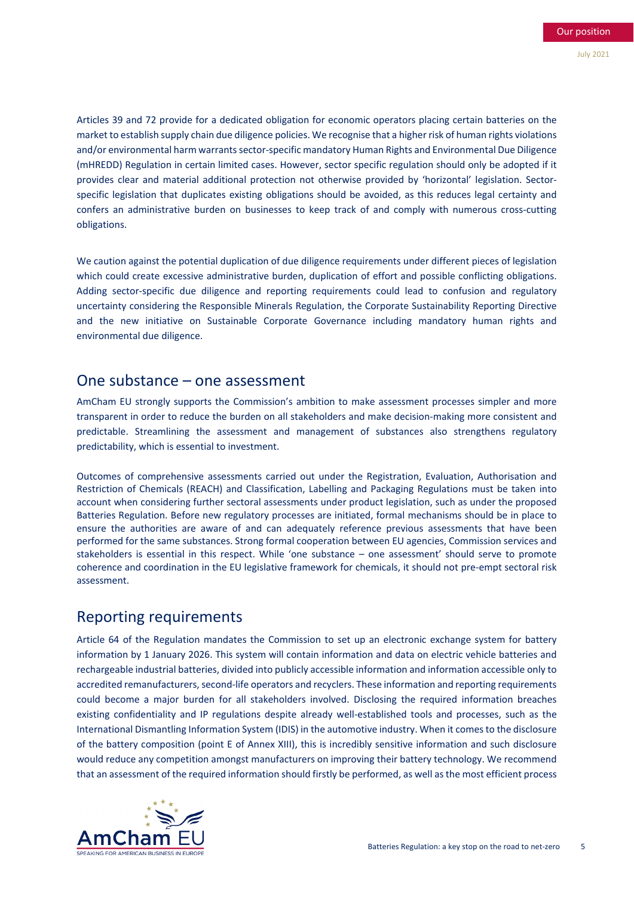Articles 39 and 72 provide for a dedicated obligation for economic operators placing certain batteries on the market to establish supply chain due diligence policies. We recognise that a higher risk of human rights violations and/or environmental harm warrants sector-specific mandatory Human Rights and Environmental Due Diligence (mHREDD) Regulation in certain limited cases. However, sector specific regulation should only be adopted if it provides clear and material additional protection not otherwise provided by 'horizontal' legislation. Sector-specific legislation that duplicates existing obligations should be avoided, as this reduces legal certainty and confers an administrative burden on businesses to keep track of and comply with numerous cross-cutting obligations.

We caution against the potential duplication of due diligence requirements under different pieces of legislation which could create excessive administrative burden, duplication of effort and possible conflicting obligations. Adding sector-specific due diligence and reporting requirements could lead to confusion and regulatory uncertainty considering the Responsible Minerals Regulation, the Corporate Sustainability Reporting Directive and the new initiative on Sustainable Corporate Governance including mandatory human rights and environmental due diligence.

## One substance – one assessment

AmCham EU strongly supports the Commission's ambition to make assessment processes simpler and more transparent in order to reduce the burden on all stakeholders and make decision-making more consistent and predictable. Streamlining the assessment and management of substances also strengthens regulatory predictability, which is essential to investment.

Outcomes of comprehensive assessments carried out under the Registration, Evaluation, Authorisation and Restriction of Chemicals (REACH) and Classification, Labelling and Packaging Regulations must be taken into account when considering further sectoral assessments under product legislation, such as under the proposed Batteries Regulation. Before new regulatory processes are initiated, formal mechanisms should be in place to ensure the authorities are aware of and can adequately reference previous assessments that have been performed for the same substances. Strong formal cooperation between EU agencies, Commission services and stakeholders is essential in this respect. While 'one substance – one assessment' should serve to promote coherence and coordination in the EU legislative framework for chemicals, it should not pre-empt sectoral risk assessment.

## Reporting requirements

Article 64 of the Regulation mandates the Commission to set up an electronic exchange system for battery information by 1 January 2026. This system will contain information and data on electric vehicle batteries and rechargeable industrial batteries, divided into publicly accessible information and information accessible only to accredited remanufacturers, second-life operators and recyclers. These information and reporting requirements could become a major burden for all stakeholders involved. Disclosing the required information breaches existing confidentiality and IP regulations despite already well-established tools and processes, such as the International Dismantling Information System (IDIS) in the automotive industry. When it comes to the disclosure of the battery composition (point E of Annex XIII), this is incredibly sensitive information and such disclosure would reduce any competition amongst manufacturers on improving their battery technology. We recommend that an assessment of the required information should firstly be performed, as well as the most efficient process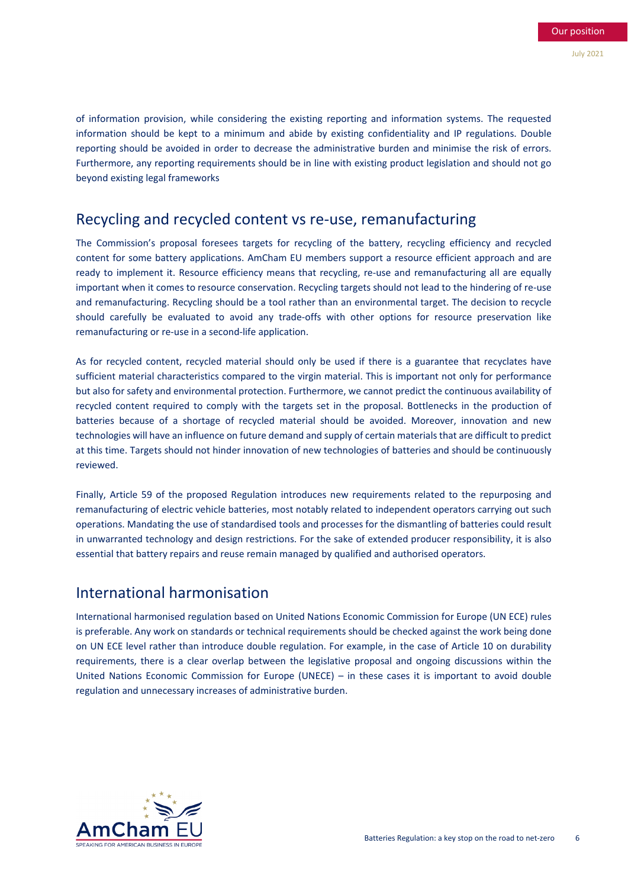of information provision, while considering the existing reporting and information systems. The requested information should be kept to a minimum and abide by existing confidentiality and IP regulations. Double reporting should be avoided in order to decrease the administrative burden and minimise the risk of errors. Furthermore, any reporting requirements should be in line with existing product legislation and should not go beyond existing legal frameworks

## Recycling and recycled content vs re-use, remanufacturing

The Commission's proposal foresees targets for recycling of the battery, recycling efficiency and recycled content for some battery applications. AmCham EU members support a resource efficient approach and are ready to implement it. Resource efficiency means that recycling, re-use and remanufacturing all are equally important when it comes to resource conservation. Recycling targets should not lead to the hindering of re-use and remanufacturing. Recycling should be a tool rather than an environmental target. The decision to recycle should carefully be evaluated to avoid any trade-offs with other options for resource preservation like remanufacturing or re-use in a second-life application.

As for recycled content, recycled material should only be used if there is a guarantee that recyclates have sufficient material characteristics compared to the virgin material. This is important not only for performance but also for safety and environmental protection. Furthermore, we cannot predict the continuous availability of recycled content required to comply with the targets set in the proposal. Bottlenecks in the production of batteries because of a shortage of recycled material should be avoided. Moreover, innovation and new technologies will have an influence on future demand and supply of certain materials that are difficult to predict at this time. Targets should not hinder innovation of new technologies of batteries and should be continuously reviewed.

Finally, Article 59 of the proposed Regulation introduces new requirements related to the repurposing and remanufacturing of electric vehicle batteries, most notably related to independent operators carrying out such operations. Mandating the use of standardised tools and processes for the dismantling of batteries could result in unwarranted technology and design restrictions. For the sake of extended producer responsibility, it is also essential that battery repairs and reuse remain managed by qualified and authorised operators.

## International harmonisation

International harmonised regulation based on United Nations Economic Commission for Europe (UN ECE) rules is preferable. Any work on standards or technical requirements should be checked against the work being done on UN ECE level rather than introduce double regulation. For example, in the case of Article 10 on durability requirements, there is a clear overlap between the legislative proposal and ongoing discussions within the United Nations Economic Commission for Europe (UNECE) – in these cases it is important to avoid double regulation and unnecessary increases of administrative burden.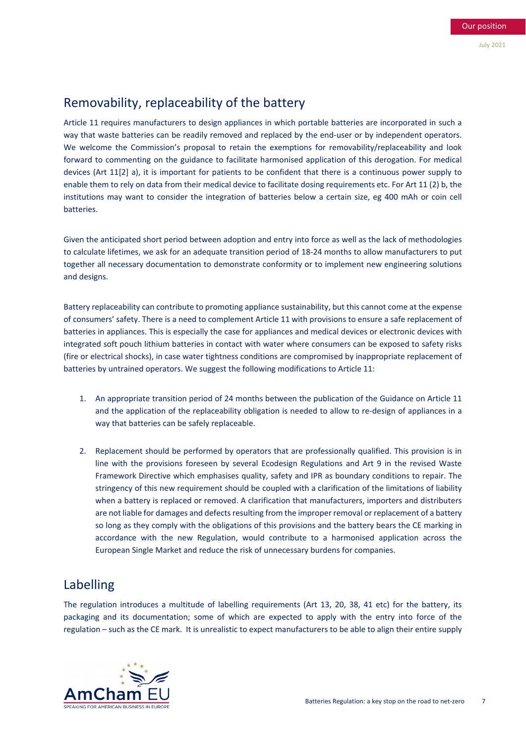## Removability, replaceability of the battery

Article 11 requires manufacturers to design appliances in which portable batteries are incorporated in such a way that waste batteries can be readily removed and replaced by the end-user or by independent operators. We welcome the Commission's proposal to retain the exemptions for removability/replaceability and look forward to commenting on the guidance to facilitate harmonised application of this derogation. For medical devices (Art 11[2] a), it is important for patients to be confident that there is a continuous power supply to enable them to rely on data from their medical device to facilitate dosing requirements etc. For Art 11 (2) b, the institutions may want to consider the integration of batteries below a certain size, eg 400 mAh or coin cell batteries.

Given the anticipated short period between adoption and entry into force as well as the lack of methodologies to calculate lifetimes, we ask for an adequate transition period of 18-24 months to allow manufacturers to put together all necessary documentation to demonstrate conformity or to implement new engineering solutions and designs.

Battery replaceability can contribute to promoting appliance sustainability, but this cannot come at the expense of consumers' safety. There is a need to complement Article 11 with provisions to ensure a safe replacement of batteries in appliances. This is especially the case for appliances and medical devices or electronic devices with integrated soft pouch lithium batteries in contact with water where consumers can be exposed to safety risks (fire or electrical shocks), in case water tightness conditions are compromised by inappropriate replacement of batteries by untrained operators. We suggest the following modifications to Article 11:

1. An appropriate transition period of 24 months between the publication of the Guidance on Article 11 and the application of the replaceability obligation is needed to allow to re-design of appliances in a way that batteries can be safely replaceable.

2. Replacement should be performed by operators that are professionally qualified. This provision is in line with the provisions foreseen by several Ecodesign Regulations and Art 9 in the revised Waste Framework Directive which emphasises quality, safety and IPR as boundary conditions to repair. The stringency of this new requirement should be coupled with a clarification of the limitations of liability when a battery is replaced or removed. A clarification that manufacturers, importers and distributers are not liable for damages and defects resulting from the improper removal or replacement of a battery so long as they comply with the obligations of this provisions and the battery bears the CE marking in accordance with the new Regulation, would contribute to a harmonised application across the European Single Market and reduce the risk of unnecessary burdens for companies.

## Labelling

The regulation introduces a multitude of labelling requirements (Art 13, 20, 38, 41 etc) for the battery, its packaging and its documentation; some of which are expected to apply with the entry into force of the regulation – such as the CE mark. It is unrealistic to expect manufacturers to be able to align their entire supply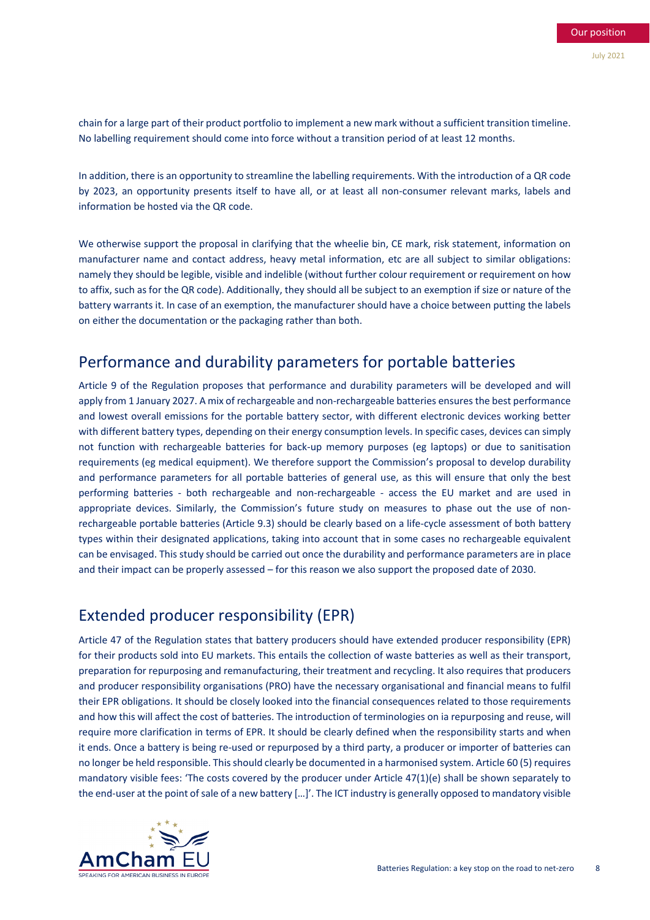chain for a large part of their product portfolio to implement a new mark without a sufficient transition timeline. No labelling requirement should come into force without a transition period of at least 12 months.

In addition, there is an opportunity to streamline the labelling requirements. With the introduction of a QR code by 2023, an opportunity presents itself to have all, or at least all non-consumer relevant marks, labels and information be hosted via the QR code.

We otherwise support the proposal in clarifying that the wheelie bin, CE mark, risk statement, information on manufacturer name and contact address, heavy metal information, etc are all subject to similar obligations: namely they should be legible, visible and indelible (without further colour requirement or requirement on how to affix, such as for the QR code). Additionally, they should all be subject to an exemption if size or nature of the battery warrants it. In case of an exemption, the manufacturer should have a choice between putting the labels on either the documentation or the packaging rather than both.

## Performance and durability parameters for portable batteries

Article 9 of the Regulation proposes that performance and durability parameters will be developed and will apply from 1 January 2027. A mix of rechargeable and non-rechargeable batteries ensures the best performance and lowest overall emissions for the portable battery sector, with different electronic devices working better with different battery types, depending on their energy consumption levels. In specific cases, devices can simply not function with rechargeable batteries for back-up memory purposes (eg laptops) or due to sanitisation requirements (eg medical equipment). We therefore support the Commission's proposal to develop durability and performance parameters for all portable batteries of general use, as this will ensure that only the best performing batteries - both rechargeable and non-rechargeable - access the EU market and are used in appropriate devices. Similarly, the Commission's future study on measures to phase out the use of non-rechargeable portable batteries (Article 9.3) should be clearly based on a life-cycle assessment of both battery types within their designated applications, taking into account that in some cases no rechargeable equivalent can be envisaged. This study should be carried out once the durability and performance parameters are in place and their impact can be properly assessed – for this reason we also support the proposed date of 2030.

## Extended producer responsibility (EPR)

Article 47 of the Regulation states that battery producers should have extended producer responsibility (EPR) for their products sold into EU markets. This entails the collection of waste batteries as well as their transport, preparation for repurposing and remanufacturing, their treatment and recycling. It also requires that producers and producer responsibility organisations (PRO) have the necessary organisational and financial means to fulfil their EPR obligations. It should be closely looked into the financial consequences related to those requirements and how this will affect the cost of batteries. The introduction of terminologies on ia repurposing and reuse, will require more clarification in terms of EPR. It should be clearly defined when the responsibility starts and when it ends. Once a battery is being re-used or repurposed by a third party, a producer or importer of batteries can no longer be held responsible. This should clearly be documented in a harmonised system. Article 60 (5) requires mandatory visible fees: 'The costs covered by the producer under Article 47(1)(e) shall be shown separately to the end-user at the point of sale of a new battery […]'. The ICT industry is generally opposed to mandatory visible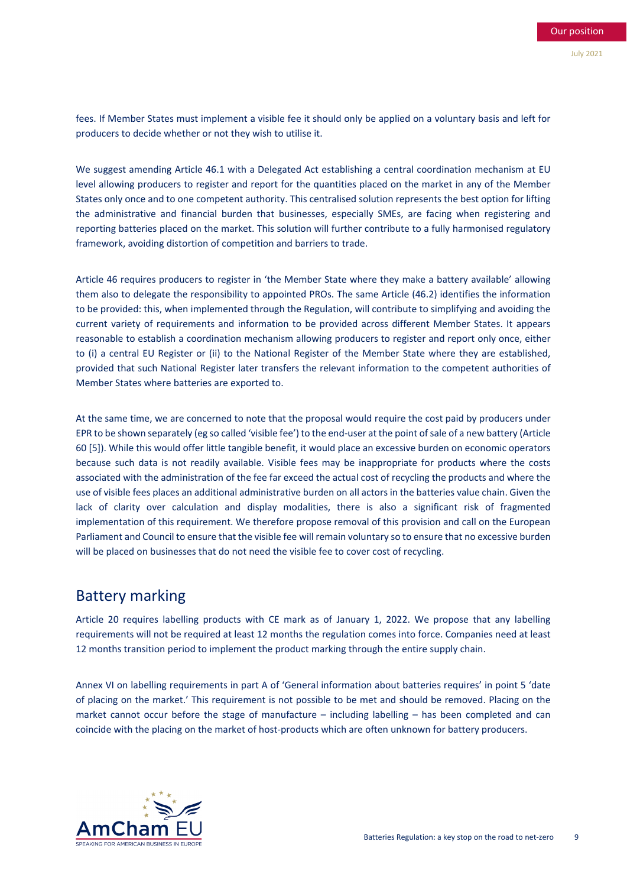fees. If Member States must implement a visible fee it should only be applied on a voluntary basis and left for producers to decide whether or not they wish to utilise it.

We suggest amending Article 46.1 with a Delegated Act establishing a central coordination mechanism at EU level allowing producers to register and report for the quantities placed on the market in any of the Member States only once and to one competent authority. This centralised solution represents the best option for lifting the administrative and financial burden that businesses, especially SMEs, are facing when registering and reporting batteries placed on the market. This solution will further contribute to a fully harmonised regulatory framework, avoiding distortion of competition and barriers to trade.

Article 46 requires producers to register in 'the Member State where they make a battery available' allowing them also to delegate the responsibility to appointed PROs. The same Article (46.2) identifies the information to be provided: this, when implemented through the Regulation, will contribute to simplifying and avoiding the current variety of requirements and information to be provided across different Member States. It appears reasonable to establish a coordination mechanism allowing producers to register and report only once, either to (i) a central EU Register or (ii) to the National Register of the Member State where they are established, provided that such National Register later transfers the relevant information to the competent authorities of Member States where batteries are exported to.

At the same time, we are concerned to note that the proposal would require the cost paid by producers under EPR to be shown separately (eg so called 'visible fee') to the end-user at the point of sale of a new battery (Article 60 [5]). While this would offer little tangible benefit, it would place an excessive burden on economic operators because such data is not readily available. Visible fees may be inappropriate for products where the costs associated with the administration of the fee far exceed the actual cost of recycling the products and where the use of visible fees places an additional administrative burden on all actors in the batteries value chain. Given the lack of clarity over calculation and display modalities, there is also a significant risk of fragmented implementation of this requirement. We therefore propose removal of this provision and call on the European Parliament and Council to ensure that the visible fee will remain voluntary so to ensure that no excessive burden will be placed on businesses that do not need the visible fee to cover cost of recycling.

## Battery marking

Article 20 requires labelling products with CE mark as of January 1, 2022. We propose that any labelling requirements will not be required at least 12 months the regulation comes into force. Companies need at least 12 months transition period to implement the product marking through the entire supply chain.

Annex VI on labelling requirements in part A of 'General information about batteries requires' in point 5 'date of placing on the market.' This requirement is not possible to be met and should be removed. Placing on the market cannot occur before the stage of manufacture – including labelling – has been completed and can coincide with the placing on the market of host-products which are often unknown for battery producers.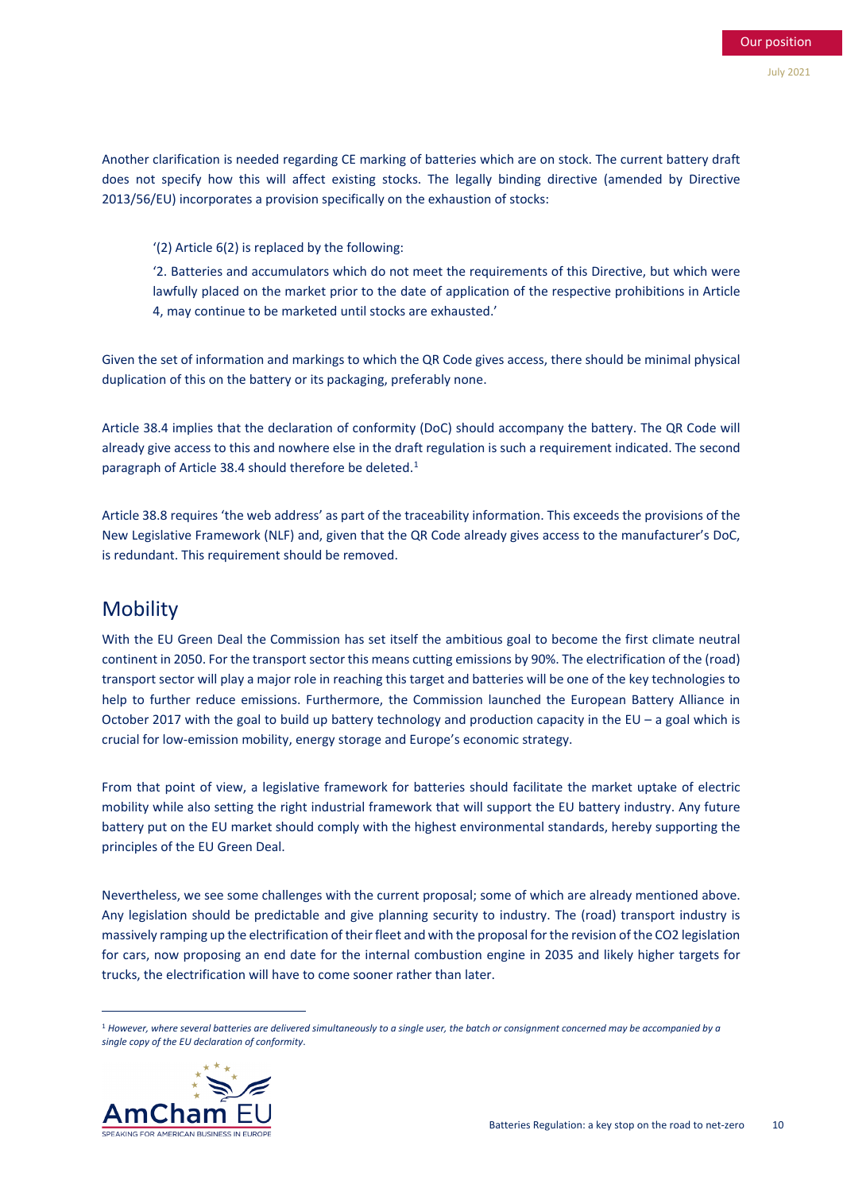Another clarification is needed regarding CE marking of batteries which are on stock. The current battery draft does not specify how this will affect existing stocks. The legally binding directive (amended by Directive 2013/56/EU) incorporates a provision specifically on the exhaustion of stocks:

> '(2) Article 6(2) is replaced by the following:
>
> '2. Batteries and accumulators which do not meet the requirements of this Directive, but which were lawfully placed on the market prior to the date of application of the respective prohibitions in Article 4, may continue to be marketed until stocks are exhausted.'

Given the set of information and markings to which the QR Code gives access, there should be minimal physical duplication of this on the battery or its packaging, preferably none.

Article 38.4 implies that the declaration of conformity (DoC) should accompany the battery. The QR Code will already give access to this and nowhere else in the draft regulation is such a requirement indicated. The second paragraph of Article 38.4 should therefore be deleted.[1]

Article 38.8 requires 'the web address' as part of the traceability information. This exceeds the provisions of the New Legislative Framework (NLF) and, given that the QR Code already gives access to the manufacturer's DoC, is redundant. This requirement should be removed.

## Mobility

With the EU Green Deal the Commission has set itself the ambitious goal to become the first climate neutral continent in 2050. For the transport sector this means cutting emissions by 90%. The electrification of the (road) transport sector will play a major role in reaching this target and batteries will be one of the key technologies to help to further reduce emissions. Furthermore, the Commission launched the European Battery Alliance in October 2017 with the goal to build up battery technology and production capacity in the EU – a goal which is crucial for low-emission mobility, energy storage and Europe's economic strategy.

From that point of view, a legislative framework for batteries should facilitate the market uptake of electric mobility while also setting the right industrial framework that will support the EU battery industry. Any future battery put on the EU market should comply with the highest environmental standards, hereby supporting the principles of the EU Green Deal.

Nevertheless, we see some challenges with the current proposal; some of which are already mentioned above. Any legislation should be predictable and give planning security to industry. The (road) transport industry is massively ramping up the electrification of their fleet and with the proposal for the revision of the $CO_2$ legislation for cars, now proposing an end date for the internal combustion engine in 2035 and likely higher targets for trucks, the electrification will have to come sooner rather than later.

---

[1] *However, where several batteries are delivered simultaneously to a single user, the batch or consignment concerned may be accompanied by a single copy of the EU declaration of conformity.*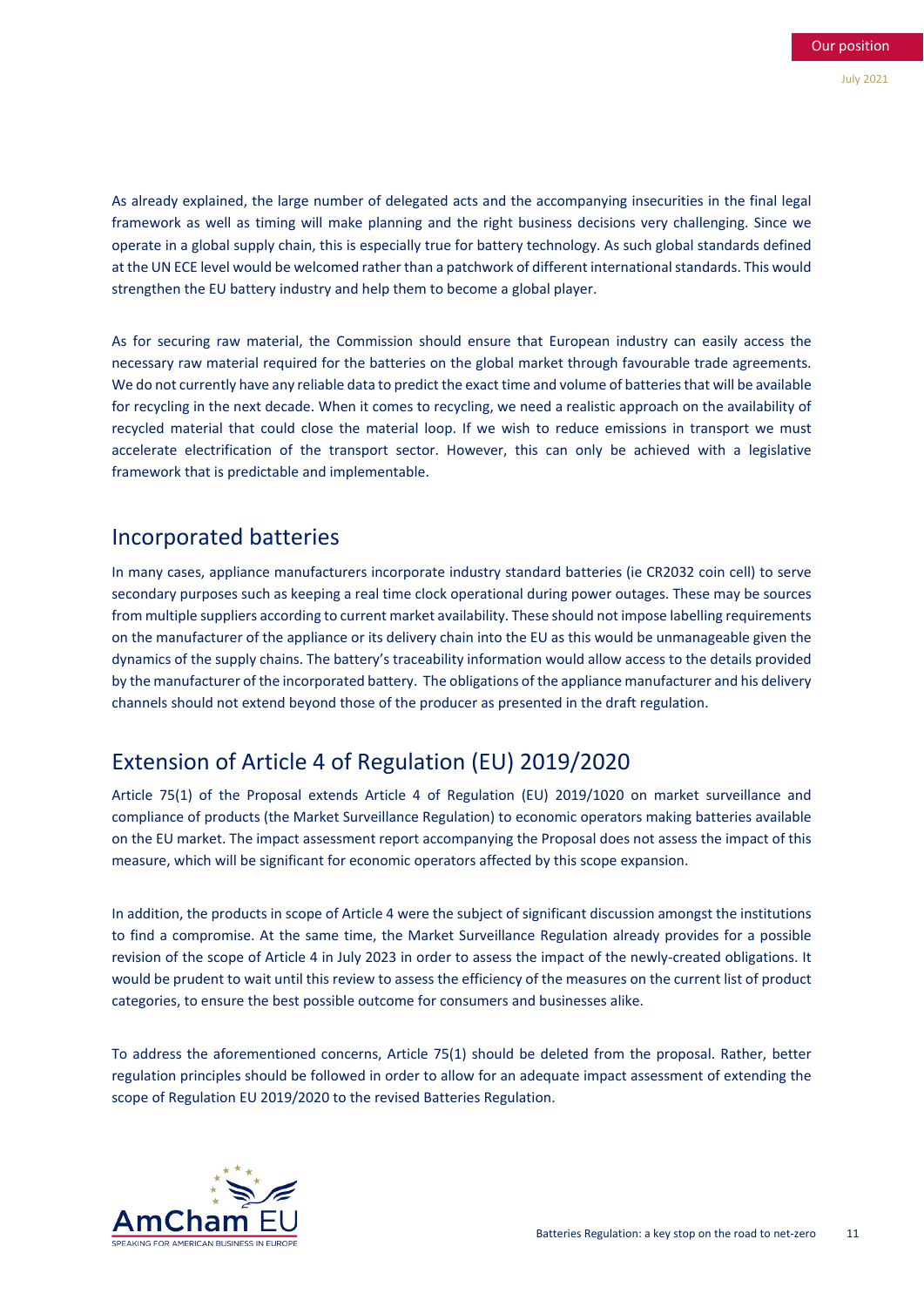As already explained, the large number of delegated acts and the accompanying insecurities in the final legal framework as well as timing will make planning and the right business decisions very challenging. Since we operate in a global supply chain, this is especially true for battery technology. As such global standards defined at the UN ECE level would be welcomed rather than a patchwork of different international standards. This would strengthen the EU battery industry and help them to become a global player.

As for securing raw material, the Commission should ensure that European industry can easily access the necessary raw material required for the batteries on the global market through favourable trade agreements. We do not currently have any reliable data to predict the exact time and volume of batteries that will be available for recycling in the next decade. When it comes to recycling, we need a realistic approach on the availability of recycled material that could close the material loop. If we wish to reduce emissions in transport we must accelerate electrification of the transport sector. However, this can only be achieved with a legislative framework that is predictable and implementable.

## Incorporated batteries

In many cases, appliance manufacturers incorporate industry standard batteries (ie CR2032 coin cell) to serve secondary purposes such as keeping a real time clock operational during power outages. These may be sources from multiple suppliers according to current market availability. These should not impose labelling requirements on the manufacturer of the appliance or its delivery chain into the EU as this would be unmanageable given the dynamics of the supply chains. The battery's traceability information would allow access to the details provided by the manufacturer of the incorporated battery. The obligations of the appliance manufacturer and his delivery channels should not extend beyond those of the producer as presented in the draft regulation.

## Extension of Article 4 of Regulation (EU) 2019/2020

Article 75(1) of the Proposal extends Article 4 of Regulation (EU) 2019/1020 on market surveillance and compliance of products (the Market Surveillance Regulation) to economic operators making batteries available on the EU market. The impact assessment report accompanying the Proposal does not assess the impact of this measure, which will be significant for economic operators affected by this scope expansion.

In addition, the products in scope of Article 4 were the subject of significant discussion amongst the institutions to find a compromise. At the same time, the Market Surveillance Regulation already provides for a possible revision of the scope of Article 4 in July 2023 in order to assess the impact of the newly-created obligations. It would be prudent to wait until this review to assess the efficiency of the measures on the current list of product categories, to ensure the best possible outcome for consumers and businesses alike.

To address the aforementioned concerns, Article 75(1) should be deleted from the proposal. Rather, better regulation principles should be followed in order to allow for an adequate impact assessment of extending the scope of Regulation EU 2019/2020 to the revised Batteries Regulation.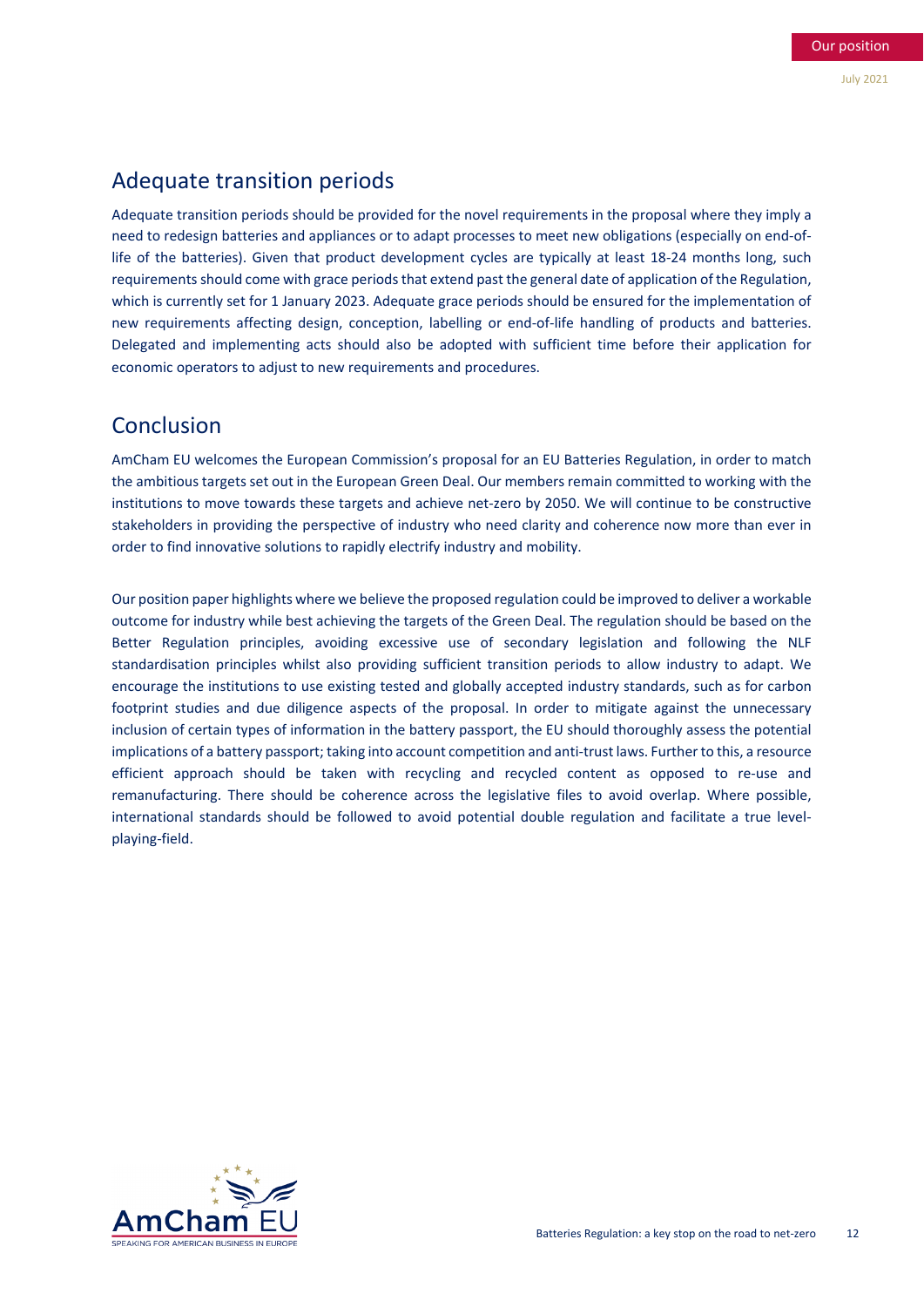## Adequate transition periods

Adequate transition periods should be provided for the novel requirements in the proposal where they imply a need to redesign batteries and appliances or to adapt processes to meet new obligations (especially on end-of-life of the batteries). Given that product development cycles are typically at least 18-24 months long, such requirements should come with grace periods that extend past the general date of application of the Regulation, which is currently set for 1 January 2023. Adequate grace periods should be ensured for the implementation of new requirements affecting design, conception, labelling or end-of-life handling of products and batteries. Delegated and implementing acts should also be adopted with sufficient time before their application for economic operators to adjust to new requirements and procedures.

## Conclusion

AmCham EU welcomes the European Commission's proposal for an EU Batteries Regulation, in order to match the ambitious targets set out in the European Green Deal. Our members remain committed to working with the institutions to move towards these targets and achieve net-zero by 2050. We will continue to be constructive stakeholders in providing the perspective of industry who need clarity and coherence now more than ever in order to find innovative solutions to rapidly electrify industry and mobility.

Our position paper highlights where we believe the proposed regulation could be improved to deliver a workable outcome for industry while best achieving the targets of the Green Deal. The regulation should be based on the Better Regulation principles, avoiding excessive use of secondary legislation and following the NLF standardisation principles whilst also providing sufficient transition periods to allow industry to adapt. We encourage the institutions to use existing tested and globally accepted industry standards, such as for carbon footprint studies and due diligence aspects of the proposal. In order to mitigate against the unnecessary inclusion of certain types of information in the battery passport, the EU should thoroughly assess the potential implications of a battery passport; taking into account competition and anti-trust laws. Further to this, a resource efficient approach should be taken with recycling and recycled content as opposed to re-use and remanufacturing. There should be coherence across the legislative files to avoid overlap. Where possible, international standards should be followed to avoid potential double regulation and facilitate a true level-playing-field.